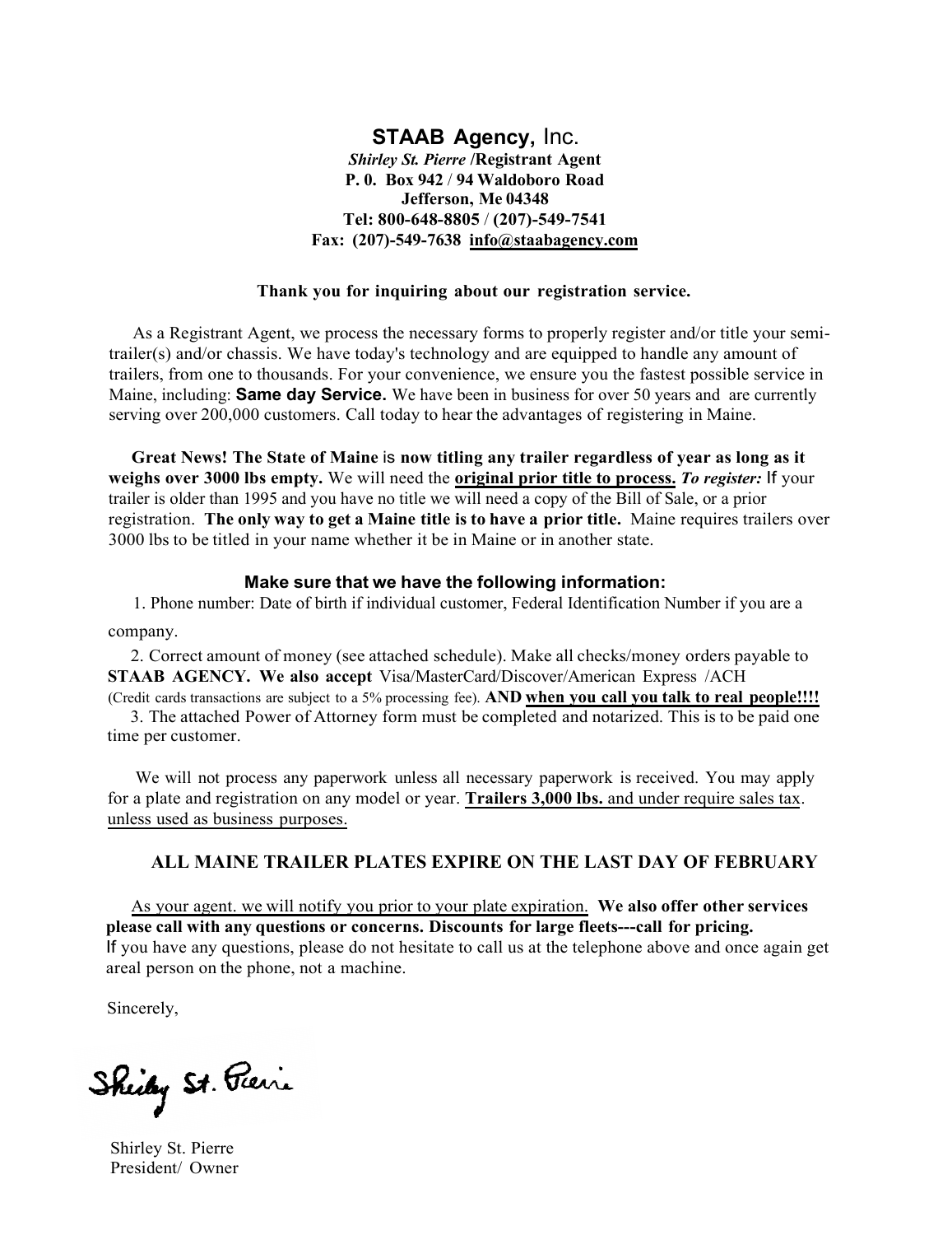**STAAB Agency,** Inc.

***Shirley St. Pierre*** **/Registrant Agent**
**P. 0. Box 942 / 94 Waldoboro Road**
**Jefferson, Me 04348**
**Tel: 800-648-8805 / (207)-549-7541**
**Fax: (207)-549-7638 info@staabagency.com**

**Thank you for inquiring about our registration service.**

As a Registrant Agent, we process the necessary forms to properly register and/or title your semi-trailer(s) and/or chassis. We have today's technology and are equipped to handle any amount of trailers, from one to thousands. For your convenience, we ensure you the fastest possible service in Maine, including: **Same day Service.** We have been in business for over 50 years and are currently serving over 200,000 customers. Call today to hear the advantages of registering in Maine.

**Great News! The State of Maine** is **now titling any trailer regardless of year as long as it weighs over 3000 lbs empty.** We will need the **original prior title to process.** ***To register:*** If your trailer is older than 1995 and you have no title we will need a copy of the Bill of Sale, or a prior registration. **The only way to get a Maine title is to have a prior title.** Maine requires trailers over 3000 lbs to be titled in your name whether it be in Maine or in another state.

**Make sure that we have the following information:**

1. Phone number: Date of birth if individual customer, Federal Identification Number if you are a company.
2. Correct amount of money (see attached schedule). Make all checks/money orders payable to **STAAB AGENCY. We also accept** Visa/MasterCard/Discover/American Express /ACH (Credit cards transactions are subject to a 5% processing fee). **AND when you call you talk to real people!!!!**
3. The attached Power of Attorney form must be completed and notarized. This is to be paid one time per customer.

We will not process any paperwork unless all necessary paperwork is received. You may apply for a plate and registration on any model or year. **Trailers 3,000 lbs.** and under require sales tax. unless used as business purposes.

**ALL MAINE TRAILER PLATES EXPIRE ON THE LAST DAY OF FEBRUARY**

As your agent. we will notify you prior to your plate expiration. **We also offer other services please call with any questions or concerns. Discounts for large fleets---call for pricing.**
If you have any questions, please do not hesitate to call us at the telephone above and once again get areal person on the phone, not a machine.

Sincerely,

Shirley St. Pierre

Shirley St. Pierre
President/ Owner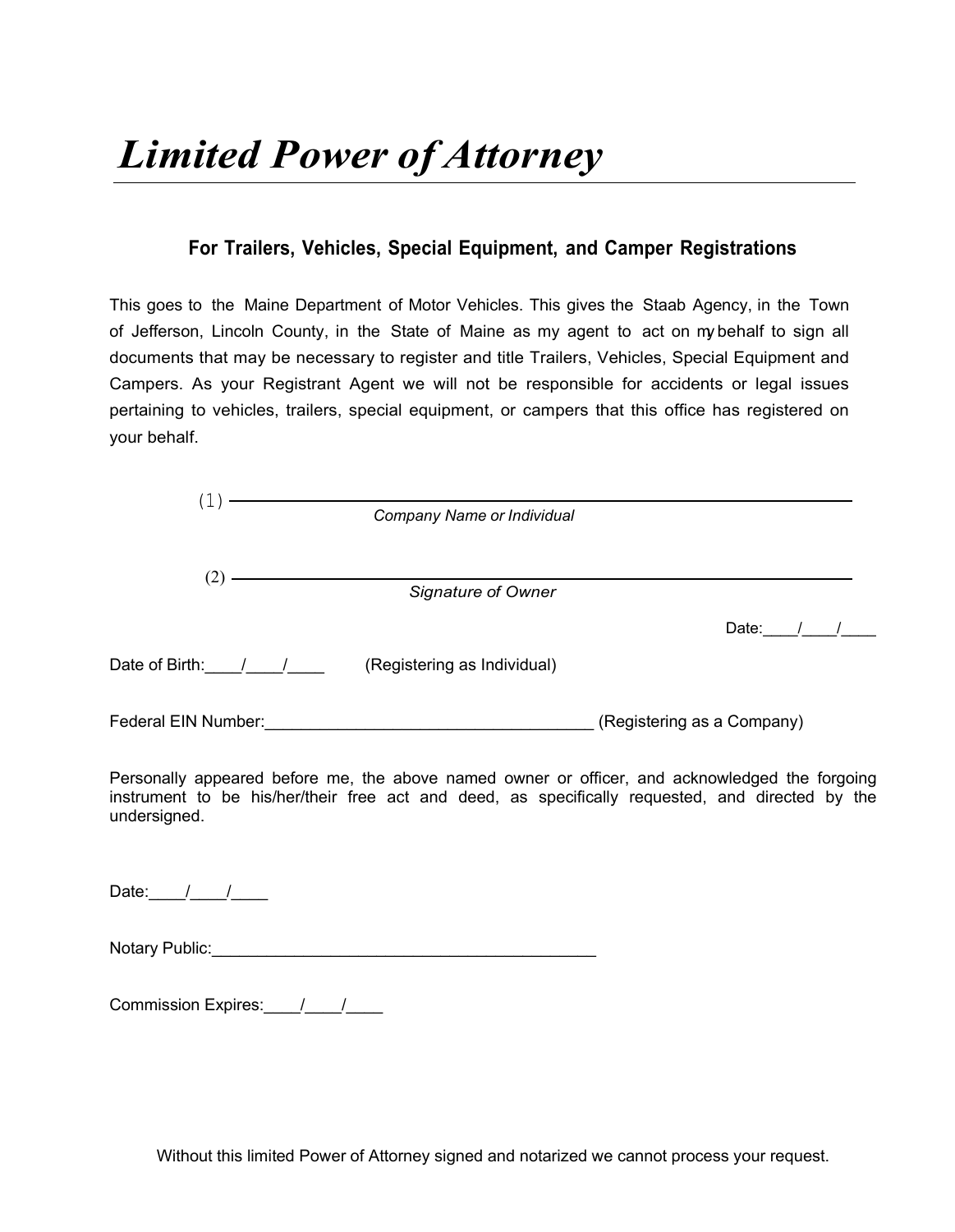# *Limited Power of Attorney*

### For Trailers, Vehicles, Special Equipment, and Camper Registrations

This goes to the Maine Department of Motor Vehicles. This gives the Staab Agency, in the Town of Jefferson, Lincoln County, in the State of Maine as my agent to act on my behalf to sign all documents that may be necessary to register and title Trailers, Vehicles, Special Equipment and Campers. As your Registrant Agent we will not be responsible for accidents or legal issues pertaining to vehicles, trailers, special equipment, or campers that this office has registered on your behalf.

(1) ______________________________________________

*Company Name or Individual*

(2) ______________________________________________

*Signature of Owner*

Date:____/____/____

Date of Birth:____/____/____ (Registering as Individual)

Federal EIN Number:____________________________________ (Registering as a Company)

Personally appeared before me, the above named owner or officer, and acknowledged the forgoing instrument to be his/her/their free act and deed, as specifically requested, and directed by the undersigned.

Date:____/____/____

Notary Public:__________________________________________

Commission Expires:____/____/____

Without this limited Power of Attorney signed and notarized we cannot process your request.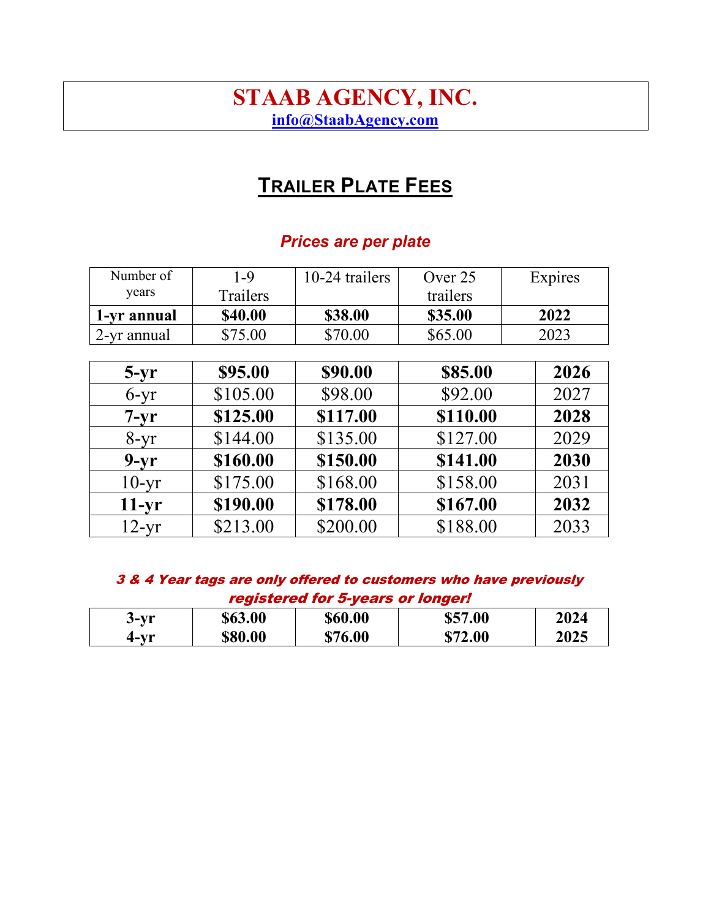# STAAB AGENCY, INC.

**info@StaabAgency.com**

## TRAILER PLATE FEES

***Prices are per plate***

| Number of years | 1-9 Trailers | 10-24 trailers | Over 25 trailers | Expires |
|---|---|---|---|---|
| **1-yr annual** | **$40.00** | **$38.00** | **$35.00** | **2022** |
| 2-yr annual | $75.00 | $70.00 | $65.00 | 2023 |

| | | | | |
|---|---|---|---|---|
| **5-yr** | **$95.00** | **$90.00** | **$85.00** | **2026** |
| 6-yr | $105.00 | $98.00 | $92.00 | 2027 |
| **7-yr** | **$125.00** | **$117.00** | **$110.00** | **2028** |
| 8-yr | $144.00 | $135.00 | $127.00 | 2029 |
| **9-yr** | **$160.00** | **$150.00** | **$141.00** | **2030** |
| 10-yr | $175.00 | $168.00 | $158.00 | 2031 |
| **11-yr** | **$190.00** | **$178.00** | **$167.00** | **2032** |
| 12-yr | $213.00 | $200.00 | $188.00 | 2033 |

***3 & 4 Year tags are only offered to customers who have previously registered for 5-years or longer!***

| | | | | |
|---|---|---|---|---|
| **3-yr** | **$63.00** | **$60.00** | **$57.00** | **2024** |
| **4-yr** | **$80.00** | **$76.00** | **$72.00** | **2025** |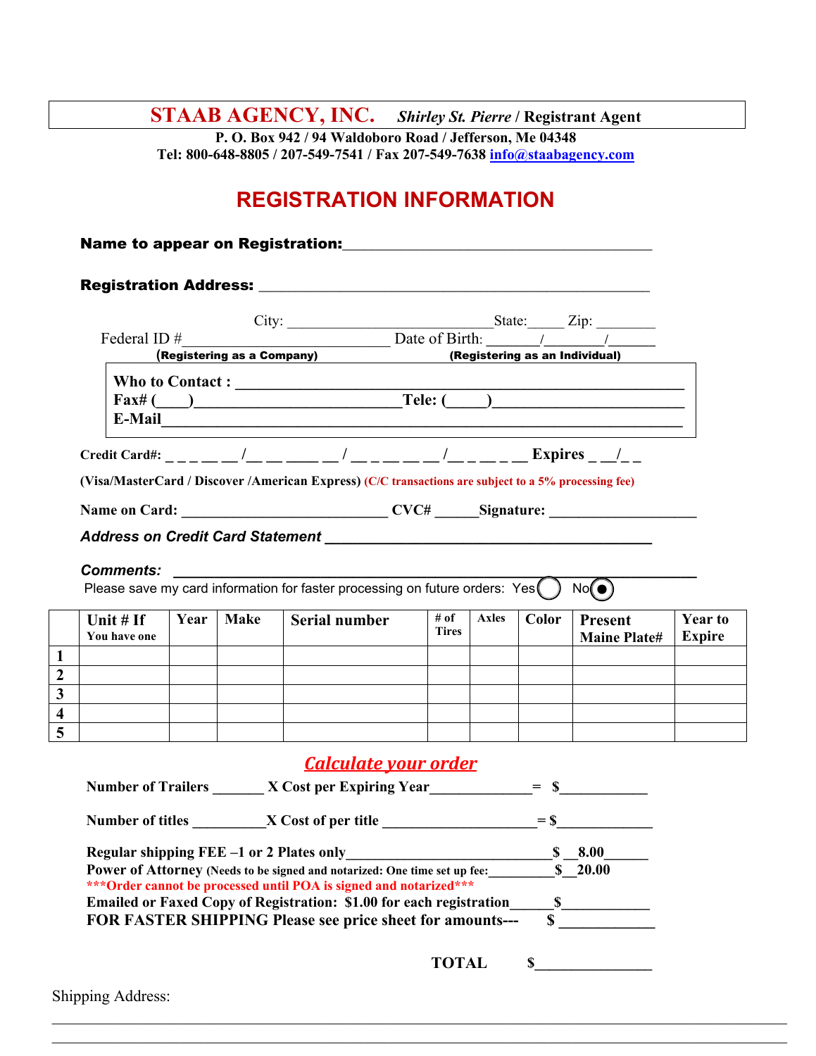**STAAB AGENCY, INC.** *Shirley St. Pierre* / **Registrant Agent**

**P. O. Box 942 / 94 Waldoboro Road / Jefferson, Me 04348**
**Tel: 800-648-8805 / 207-549-7541 / Fax 207-549-7638 info@staabagency.com**

# REGISTRATION INFORMATION

**Name to appear on Registration:**_______________________________________

**Registration Address:** _________________________________________________

City: ___________________________State:_____ Zip: ________

Federal ID #____________________________ Date of Birth: _______/________/______
**(Registering as a Company)** **(Registering as an Individual)**

**Who to Contact :** ______________________________________________________
**Fax# (____)**_________________________**Tele: (_____)**________________________
**E-Mail**________________________________________________________________

**Credit Card#:** _ _ _ __ __ /__ __ ____ __ / __ _ _ __ __ /__ _ __ _ __ **Expires** _ __/_ _

**(Visa/MasterCard / Discover /American Express)** **(C/C transactions are subject to a 5% processing fee)**

**Name on Card:** ___________________________ **CVC#** ______**Signature:** ___________________

***Address on Credit Card Statement*** ________________________________________

***Comments:*** ______________________________________________________________

Please save my card information for faster processing on future orders: Yes ◯ No ◉

| | Unit # If You have one | Year | Make | Serial number | # of Tires | Axles | Color | Present Maine Plate# | Year to Expire |
|---|---|---|---|---|---|---|---|---|---|
| 1 | | | | | | | | | |
| 2 | | | | | | | | | |
| 3 | | | | | | | | | |
| 4 | | | | | | | | | |
| 5 | | | | | | | | | |

## *Calculate your order*

**Number of Trailers** ______ **X Cost per Expiring Year**_____________ = **$**___________

**Number of titles** _________**X Cost of per title** ____________________ = **$**____________

**Regular shipping FEE –1 or 2 Plates only**___________________________**$ __8.00**______
**Power of Attorney** **(Needs to be signed and notarized: One time set up fee:**_________**$__20.00**
**\*\*\*Order cannot be processed until POA is signed and notarized\*\*\***
**Emailed or Faxed Copy of Registration: $1.00 for each registration**______**$**___________
**FOR FASTER SHIPPING Please see price sheet for amounts---** **$** ____________

**TOTAL** **$**______________

Shipping Address:

______________________________________________________________________

______________________________________________________________________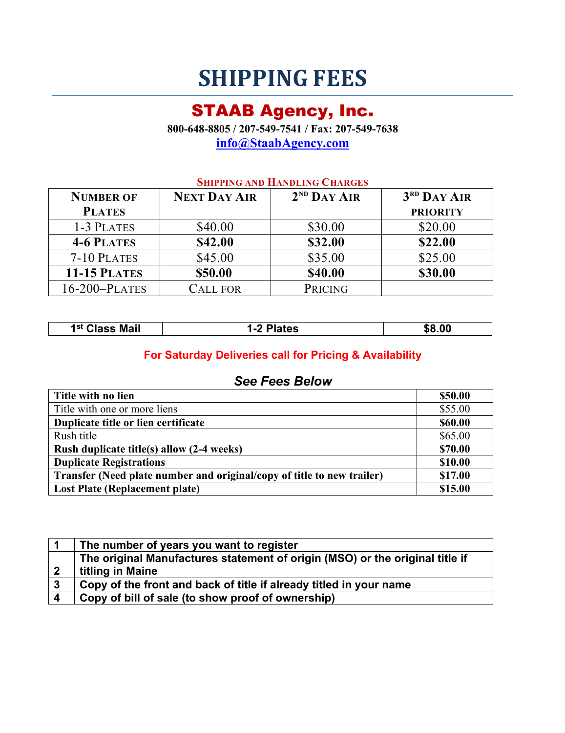# SHIPPING FEES

## STAAB Agency, Inc.

**800-648-8805 / 207-549-7541 / Fax: 207-549-7638**

**info@StaabAgency.com**

**SHIPPING AND HANDLING CHARGES**

| NUMBER OF PLATES | NEXT DAY AIR | 2ND DAY AIR | 3RD DAY AIR PRIORITY |
|---|---|---|---|
| 1-3 PLATES | $40.00 | $30.00 | $20.00 |
| **4-6 PLATES** | **$42.00** | **$32.00** | **$22.00** |
| 7-10 PLATES | $45.00 | $35.00 | $25.00 |
| **11-15 PLATES** | **$50.00** | **$40.00** | **$30.00** |
| 16-200–PLATES | CALL FOR | PRICING | |

| | | |
|---|---|---|
| **1st Class Mail** | **1-2 Plates** | **$8.00** |

**For Saturday Deliveries call for Pricing & Availability**

***See Fees Below***

| | |
|---|---|
| **Title with no lien** | **$50.00** |
| Title with one or more liens | $55.00 |
| **Duplicate title or lien certificate** | **$60.00** |
| Rush title | $65.00 |
| **Rush duplicate title(s) allow (2-4 weeks)** | **$70.00** |
| **Duplicate Registrations** | **$10.00** |
| **Transfer (Need plate number and original/copy of title to new trailer)** | **$17.00** |
| **Lost Plate (Replacement plate)** | **$15.00** |

| | |
|---|---|
| **1** | **The number of years you want to register** |
| **2** | **The original Manufactures statement of origin (MSO) or the original title if titling in Maine** |
| **3** | **Copy of the front and back of title if already titled in your name** |
| **4** | **Copy of bill of sale (to show proof of ownership)** |